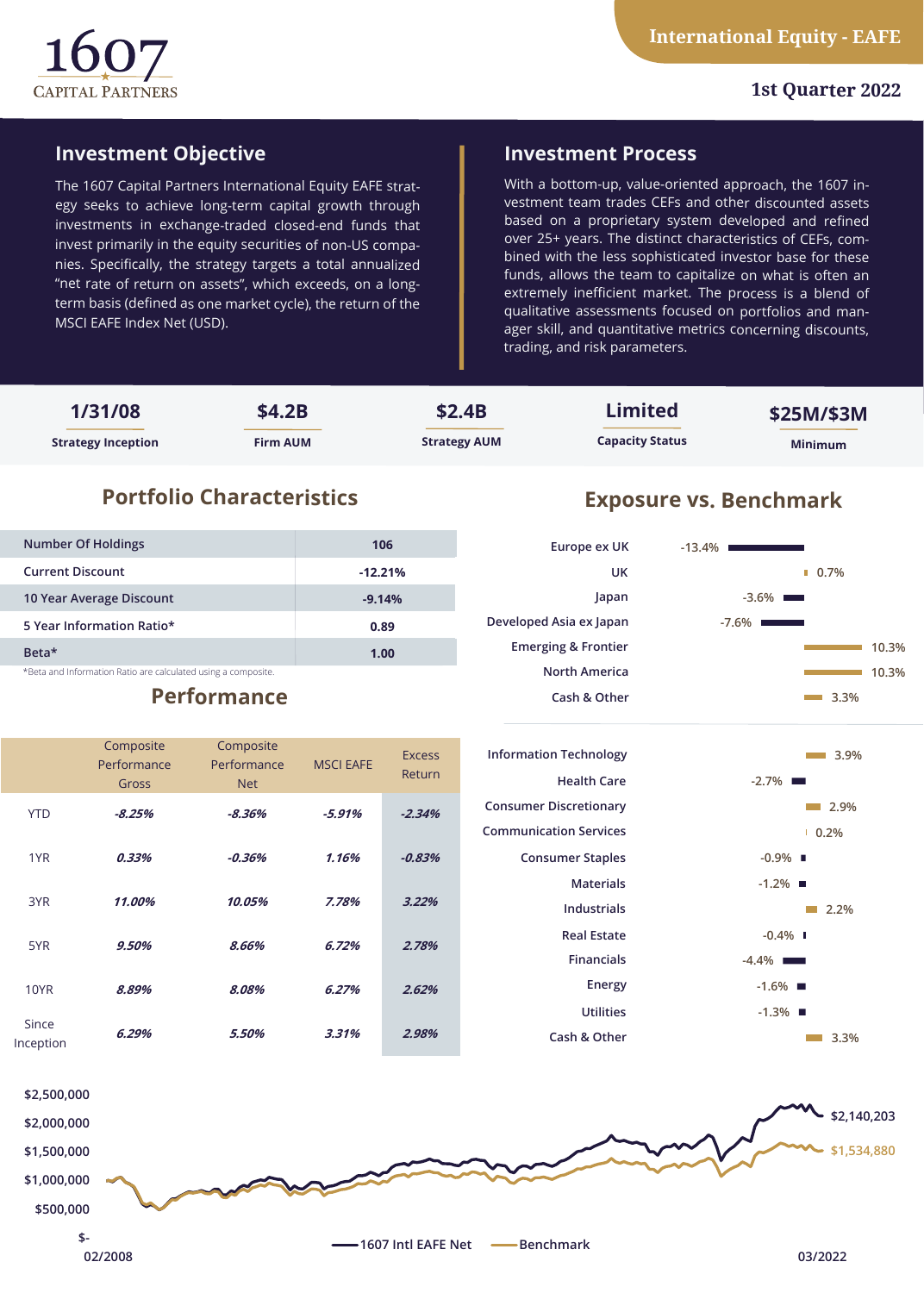# 1607 Capital Partners

## International Equity - EAFE

1st Quarter 2022

## Investment Objective

The 1607 Capital Partners International Equity EAFE strategy seeks to achieve long-term capital growth through investments in exchange-traded closed-end funds that invest primarily in the equity securities of non-US companies. Specifically, the strategy targets a total annualized "net rate of return on assets", which exceeds, on a long-term basis (defined as one market cycle), the return of the MSCI EAFE Index Net (USD).

## Investment Process

With a bottom-up, value-oriented approach, the 1607 investment team trades CEFs and other discounted assets based on a proprietary system developed and refined over 25+ years. The distinct characteristics of CEFs, combined with the less sophisticated investor base for these funds, allows the team to capitalize on what is often an extremely inefficient market. The process is a blend of qualitative assessments focused on portfolios and manager skill, and quantitative metrics concerning discounts, trading, and risk parameters.

| 1/31/08 | $4.2B | $2.4B | Limited | $25M/$3M |
|---|---|---|---|---|
| Strategy Inception | Firm AUM | Strategy AUM | Capacity Status | Minimum |

## Portfolio Characteristics

| | |
|---|---|
| Number Of Holdings | 106 |
| Current Discount | -12.21% |
| 10 Year Average Discount | -9.14% |
| 5 Year Information Ratio* | 0.89 |
| Beta* | 1.00 |

*Beta and Information Ratio are calculated using a composite.

## Performance

| | Composite Performance Gross | Composite Performance Net | MSCI EAFE | Excess Return |
|---|---|---|---|---|
| YTD | *-8.25%* | *-8.36%* | *-5.91%* | *-2.34%* |
| 1YR | *0.33%* | *-0.36%* | *1.16%* | *-0.83%* |
| 3YR | *11.00%* | *10.05%* | *7.78%* | *3.22%* |
| 5YR | *9.50%* | *8.66%* | *6.72%* | *2.78%* |
| 10YR | *8.89%* | *8.08%* | *6.27%* | *2.62%* |
| Since Inception | *6.29%* | *5.50%* | *3.31%* | *2.98%* |

## Exposure vs. Benchmark

| Region | Exposure vs. Benchmark |
|---|---|
| Europe ex UK | -13.4% |
| UK | 0.7% |
| Japan | -3.6% |
| Developed Asia ex Japan | -7.6% |
| Emerging & Frontier | 10.3% |
| North America | 10.3% |
| Cash & Other | 3.3% |

| Sector | Exposure vs. Benchmark |
|---|---|
| Information Technology | 3.9% |
| Health Care | -2.7% |
| Consumer Discretionary | 2.9% |
| Communication Services | 0.2% |
| Consumer Staples | -0.9% |
| Materials | -1.2% |
| Industrials | 2.2% |
| Real Estate | -0.4% |
| Financials | -4.4% |
| Energy | -1.6% |
| Utilities | -1.3% |
| Cash & Other | 3.3% |

Growth chart (02/2008 – 03/2022): 1607 Intl EAFE Net $2,140,203; Benchmark $1,534,880

Y-axis: $-, $500,000, $1,000,000, $1,500,000, $2,000,000, $2,500,000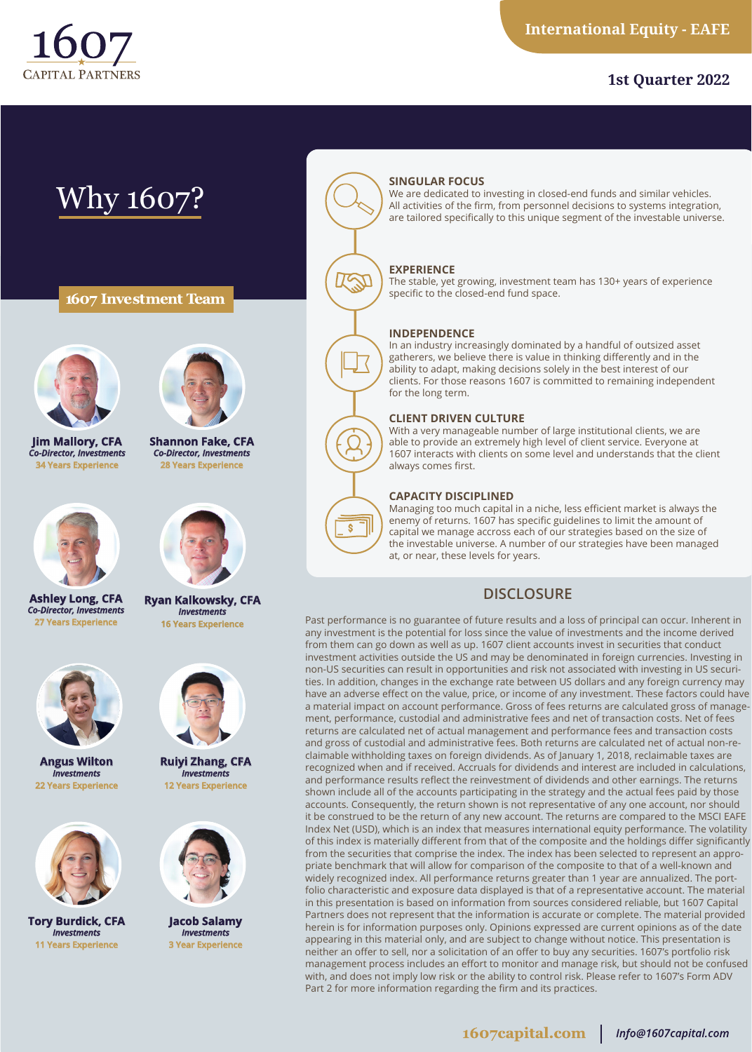1607 CAPITAL PARTNERS

International Equity - EAFE

1st Quarter 2022

# Why 1607?

## 1607 Investment Team

**Jim Mallory, CFA**
*Co-Director, Investments*
34 Years Experience

**Shannon Fake, CFA**
*Co-Director, Investments*
28 Years Experience

**Ashley Long, CFA**
*Co-Director, Investments*
27 Years Experience

**Ryan Kalkowsky, CFA**
*Investments*
16 Years Experience

**Angus Wilton**
*Investments*
22 Years Experience

**Ruiyi Zhang, CFA**
*Investments*
12 Years Experience

**Tory Burdick, CFA**
*Investments*
11 Years Experience

**Jacob Salamy**
*Investments*
3 Year Experience

### SINGULAR FOCUS

We are dedicated to investing in closed-end funds and similar vehicles. All activities of the firm, from personnel decisions to systems integration, are tailored specifically to this unique segment of the investable universe.

### EXPERIENCE

The stable, yet growing, investment team has 130+ years of experience specific to the closed-end fund space.

### INDEPENDENCE

In an industry increasingly dominated by a handful of outsized asset gatherers, we believe there is value in thinking differently and in the ability to adapt, making decisions solely in the best interest of our clients. For those reasons 1607 is committed to remaining independent for the long term.

### CLIENT DRIVEN CULTURE

With a very manageable number of large institutional clients, we are able to provide an extremely high level of client service. Everyone at 1607 interacts with clients on some level and understands that the client always comes first.

### CAPACITY DISCIPLINED

Managing too much capital in a niche, less efficient market is always the enemy of returns. 1607 has specific guidelines to limit the amount of capital we manage accross each of our strategies based on the size of the investable universe. A number of our strategies have been managed at, or near, these levels for years.

## DISCLOSURE

Past performance is no guarantee of future results and a loss of principal can occur. Inherent in any investment is the potential for loss since the value of investments and the income derived from them can go down as well as up. 1607 client accounts invest in securities that conduct investment activities outside the US and may be denominated in foreign currencies. Investing in non-US securities can result in opportunities and risk not associated with investing in US securities. In addition, changes in the exchange rate between US dollars and any foreign currency may have an adverse effect on the value, price, or income of any investment. These factors could have a material impact on account performance. Gross of fees returns are calculated gross of management, performance, custodial and administrative fees and net of transaction costs. Net of fees returns are calculated net of actual management and performance fees and transaction costs and gross of custodial and administrative fees. Both returns are calculated net of actual non-reclaimable withholding taxes on foreign dividends. As of January 1, 2018, reclaimable taxes are recognized when and if received. Accruals for dividends and interest are included in calculations, and performance results reflect the reinvestment of dividends and other earnings. The returns shown include all of the accounts participating in the strategy and the actual fees paid by those accounts. Consequently, the return shown is not representative of any one account, nor should it be construed to be the return of any new account. The returns are compared to the MSCI EAFE Index Net (USD), which is an index that measures international equity performance. The volatility of this index is materially different from that of the composite and the holdings differ significantly from the securities that comprise the index. The index has been selected to represent an appropriate benchmark that will allow for comparison of the composite to that of a well-known and widely recognized index. All performance returns greater than 1 year are annualized. The portfolio characteristic and exposure data displayed is that of a representative account. The material in this presentation is based on information from sources considered reliable, but 1607 Capital Partners does not represent that the information is accurate or complete. The material provided herein is for information purposes only. Opinions expressed are current opinions as of the date appearing in this material only, and are subject to change without notice. This presentation is neither an offer to sell, nor a solicitation of an offer to buy any securities. 1607's portfolio risk management process includes an effort to monitor and manage risk, but should not be confused with, and does not imply low risk or the ability to control risk. Please refer to 1607's Form ADV Part 2 for more information regarding the firm and its practices.

1607capital.com | *Info@1607capital.com*